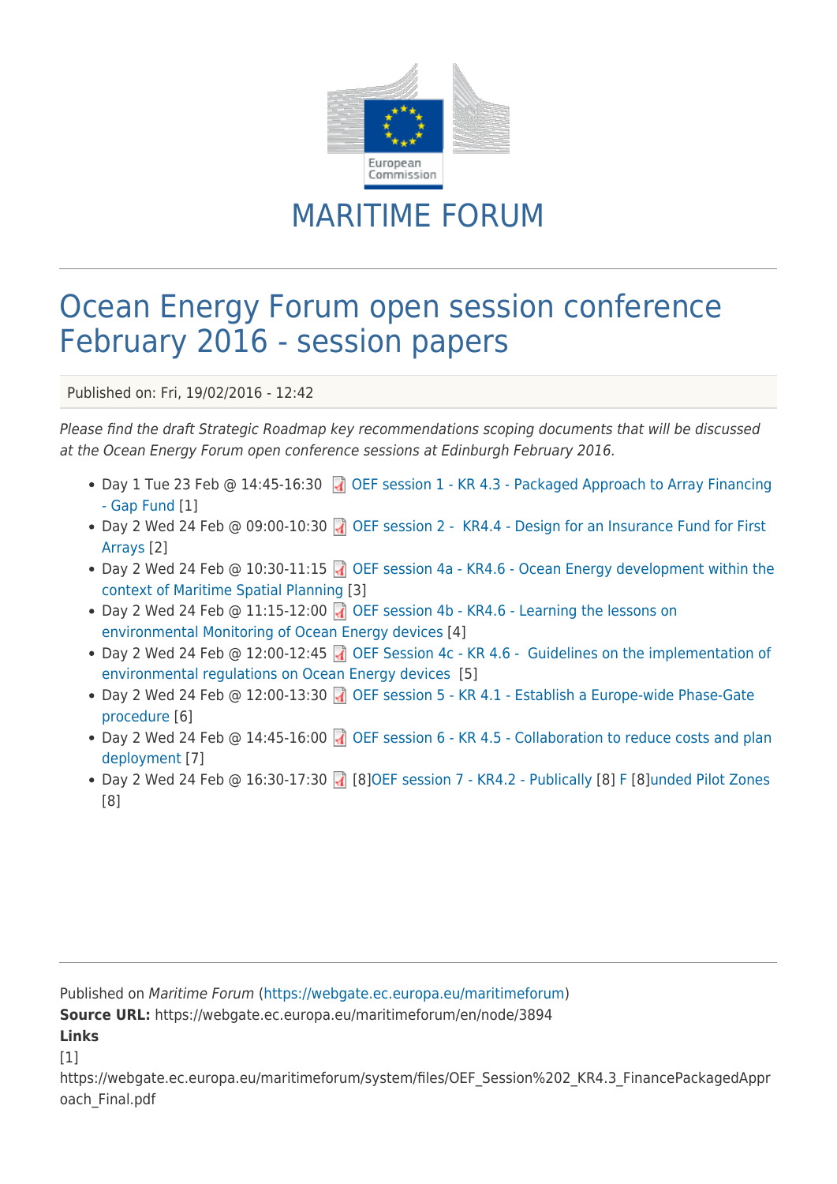European Commission

# MARITIME FORUM

## Ocean Energy Forum open session conference February 2016 - session papers

Published on: Fri, 19/02/2016 - 12:42

*Please find the draft Strategic Roadmap key recommendations scoping documents that will be discussed at the Ocean Energy Forum open conference sessions at Edinburgh February 2016.*

- Day 1 Tue 23 Feb @ 14:45-16:30 OEF session 1 - KR 4.3 - Packaged Approach to Array Financing - Gap Fund [1]
- Day 2 Wed 24 Feb @ 09:00-10:30 OEF session 2 - KR4.4 - Design for an Insurance Fund for First Arrays [2]
- Day 2 Wed 24 Feb @ 10:30-11:15 OEF session 4a - KR4.6 - Ocean Energy development within the context of Maritime Spatial Planning [3]
- Day 2 Wed 24 Feb @ 11:15-12:00 OEF session 4b - KR4.6 - Learning the lessons on environmental Monitoring of Ocean Energy devices [4]
- Day 2 Wed 24 Feb @ 12:00-12:45 OEF Session 4c - KR 4.6 - Guidelines on the implementation of environmental regulations on Ocean Energy devices [5]
- Day 2 Wed 24 Feb @ 12:00-13:30 OEF session 5 - KR 4.1 - Establish a Europe-wide Phase-Gate procedure [6]
- Day 2 Wed 24 Feb @ 14:45-16:00 OEF session 6 - KR 4.5 - Collaboration to reduce costs and plan deployment [7]
- Day 2 Wed 24 Feb @ 16:30-17:30 [8]OEF session 7 - KR4.2 - Publically [8] F [8]unded Pilot Zones [8]

Published on *Maritime Forum* (https://webgate.ec.europa.eu/maritimeforum)
**Source URL:** https://webgate.ec.europa.eu/maritimeforum/en/node/3894
**Links**
[1]
https://webgate.ec.europa.eu/maritimeforum/system/files/OEF_Session%202_KR4.3_FinancePackagedApproach_Final.pdf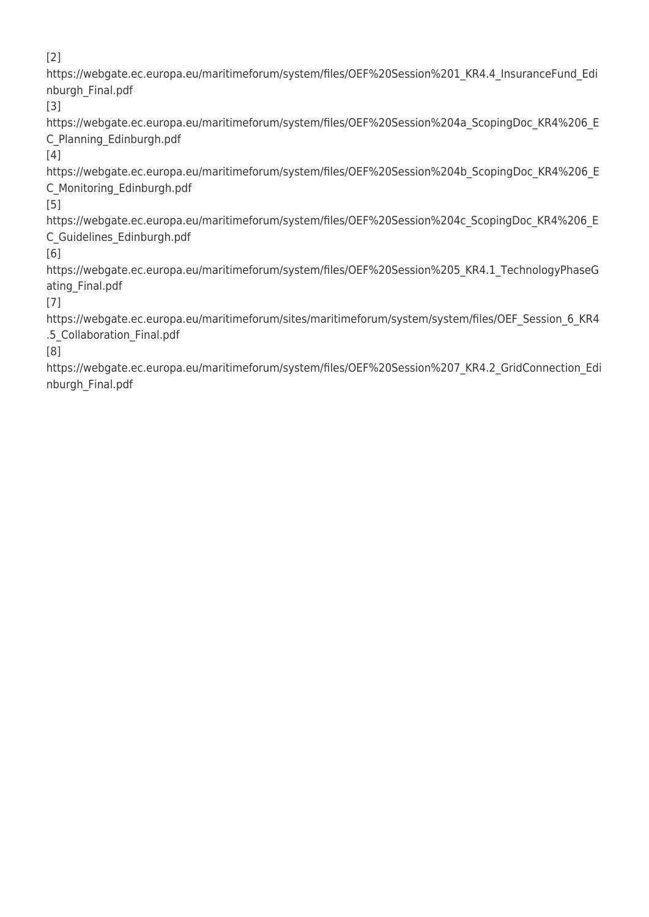[2]

https://webgate.ec.europa.eu/maritimeforum/system/files/OEF%20Session%201_KR4.4_InsuranceFund_Edinburgh_Final.pdf

[3]

https://webgate.ec.europa.eu/maritimeforum/system/files/OEF%20Session%204a_ScopingDoc_KR4%206_EC_Planning_Edinburgh.pdf

[4]

https://webgate.ec.europa.eu/maritimeforum/system/files/OEF%20Session%204b_ScopingDoc_KR4%206_EC_Monitoring_Edinburgh.pdf

[5]

https://webgate.ec.europa.eu/maritimeforum/system/files/OEF%20Session%204c_ScopingDoc_KR4%206_EC_Guidelines_Edinburgh.pdf

[6]

https://webgate.ec.europa.eu/maritimeforum/system/files/OEF%20Session%205_KR4.1_TechnologyPhaseGating_Final.pdf

[7]

https://webgate.ec.europa.eu/maritimeforum/sites/maritimeforum/system/system/files/OEF_Session_6_KR4.5_Collaboration_Final.pdf

[8]

https://webgate.ec.europa.eu/maritimeforum/system/files/OEF%20Session%207_KR4.2_GridConnection_Edinburgh_Final.pdf